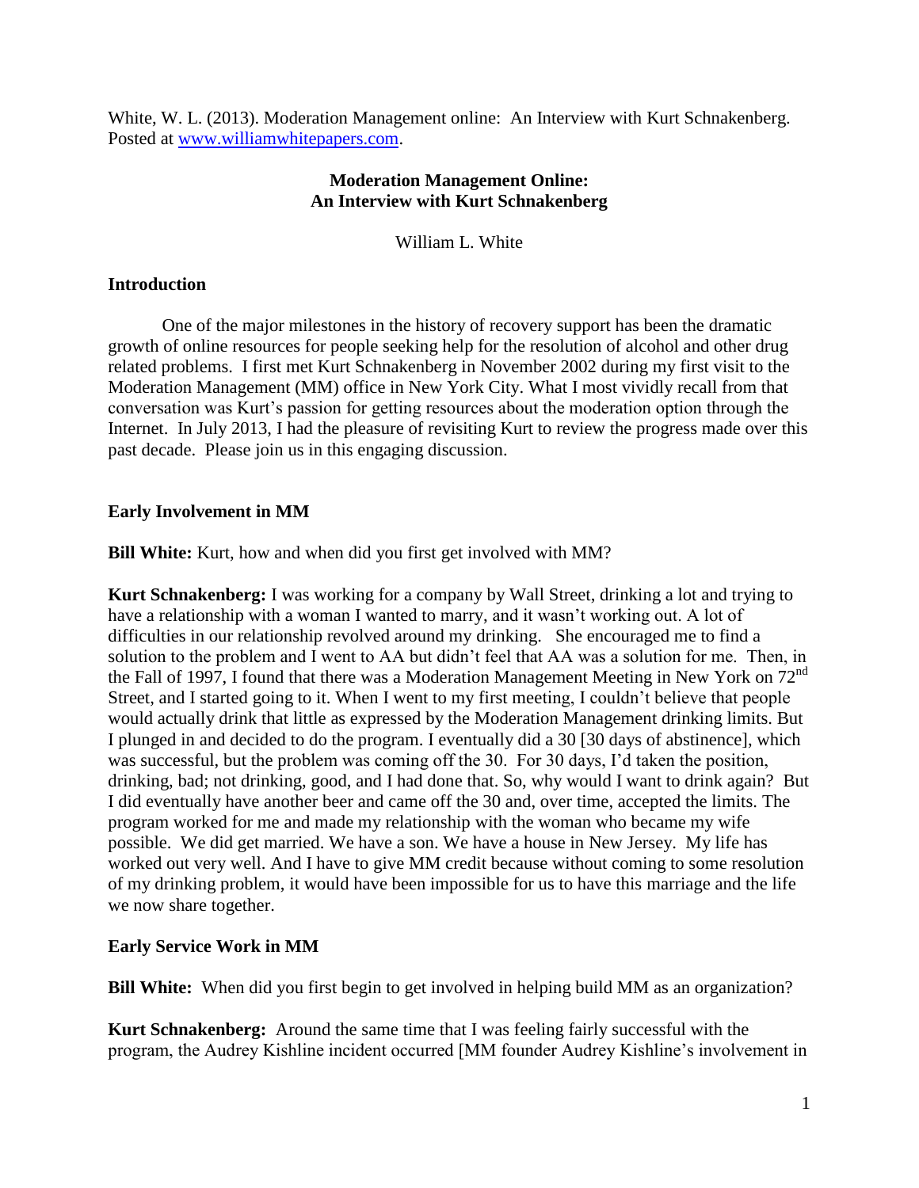White, W. L. (2013). Moderation Management online: An Interview with Kurt Schnakenberg. Posted at www.williamwhitepapers.com.

# Moderation Management Online: An Interview with Kurt Schnakenberg

William L. White

## Introduction

One of the major milestones in the history of recovery support has been the dramatic growth of online resources for people seeking help for the resolution of alcohol and other drug related problems. I first met Kurt Schnakenberg in November 2002 during my first visit to the Moderation Management (MM) office in New York City. What I most vividly recall from that conversation was Kurt's passion for getting resources about the moderation option through the Internet. In July 2013, I had the pleasure of revisiting Kurt to review the progress made over this past decade. Please join us in this engaging discussion.

## Early Involvement in MM

**Bill White:** Kurt, how and when did you first get involved with MM?

**Kurt Schnakenberg:** I was working for a company by Wall Street, drinking a lot and trying to have a relationship with a woman I wanted to marry, and it wasn't working out. A lot of difficulties in our relationship revolved around my drinking. She encouraged me to find a solution to the problem and I went to AA but didn't feel that AA was a solution for me. Then, in the Fall of 1997, I found that there was a Moderation Management Meeting in New York on 72nd Street, and I started going to it. When I went to my first meeting, I couldn't believe that people would actually drink that little as expressed by the Moderation Management drinking limits. But I plunged in and decided to do the program. I eventually did a 30 [30 days of abstinence], which was successful, but the problem was coming off the 30. For 30 days, I'd taken the position, drinking, bad; not drinking, good, and I had done that. So, why would I want to drink again? But I did eventually have another beer and came off the 30 and, over time, accepted the limits. The program worked for me and made my relationship with the woman who became my wife possible. We did get married. We have a son. We have a house in New Jersey. My life has worked out very well. And I have to give MM credit because without coming to some resolution of my drinking problem, it would have been impossible for us to have this marriage and the life we now share together.

## Early Service Work in MM

**Bill White:** When did you first begin to get involved in helping build MM as an organization?

**Kurt Schnakenberg:** Around the same time that I was feeling fairly successful with the program, the Audrey Kishline incident occurred [MM founder Audrey Kishline's involvement in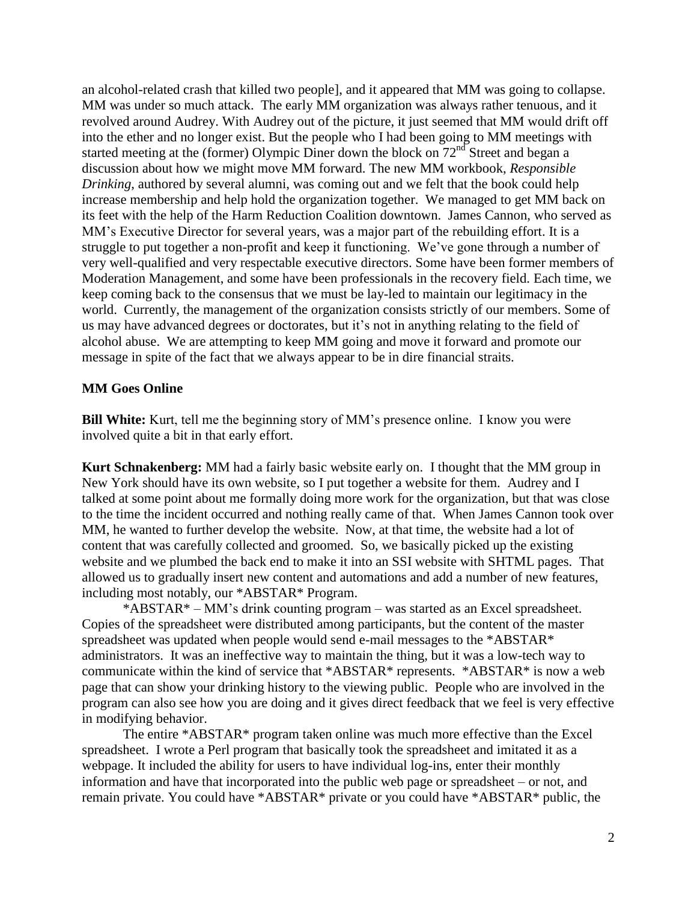an alcohol-related crash that killed two people], and it appeared that MM was going to collapse. MM was under so much attack. The early MM organization was always rather tenuous, and it revolved around Audrey. With Audrey out of the picture, it just seemed that MM would drift off into the ether and no longer exist. But the people who I had been going to MM meetings with started meeting at the (former) Olympic Diner down the block on 72nd Street and began a discussion about how we might move MM forward. The new MM workbook, *Responsible Drinking*, authored by several alumni, was coming out and we felt that the book could help increase membership and help hold the organization together. We managed to get MM back on its feet with the help of the Harm Reduction Coalition downtown. James Cannon, who served as MM's Executive Director for several years, was a major part of the rebuilding effort. It is a struggle to put together a non-profit and keep it functioning. We've gone through a number of very well-qualified and very respectable executive directors. Some have been former members of Moderation Management, and some have been professionals in the recovery field. Each time, we keep coming back to the consensus that we must be lay-led to maintain our legitimacy in the world. Currently, the management of the organization consists strictly of our members. Some of us may have advanced degrees or doctorates, but it's not in anything relating to the field of alcohol abuse. We are attempting to keep MM going and move it forward and promote our message in spite of the fact that we always appear to be in dire financial straits.

**MM Goes Online**

**Bill White:** Kurt, tell me the beginning story of MM's presence online. I know you were involved quite a bit in that early effort.

**Kurt Schnakenberg:** MM had a fairly basic website early on. I thought that the MM group in New York should have its own website, so I put together a website for them. Audrey and I talked at some point about me formally doing more work for the organization, but that was close to the time the incident occurred and nothing really came of that. When James Cannon took over MM, he wanted to further develop the website. Now, at that time, the website had a lot of content that was carefully collected and groomed. So, we basically picked up the existing website and we plumbed the back end to make it into an SSI website with SHTML pages. That allowed us to gradually insert new content and automations and add a number of new features, including most notably, our *ABSTAR* Program.

*ABSTAR* – MM's drink counting program – was started as an Excel spreadsheet. Copies of the spreadsheet were distributed among participants, but the content of the master spreadsheet was updated when people would send e-mail messages to the *ABSTAR* administrators. It was an ineffective way to maintain the thing, but it was a low-tech way to communicate within the kind of service that *ABSTAR* represents. *ABSTAR* is now a web page that can show your drinking history to the viewing public. People who are involved in the program can also see how you are doing and it gives direct feedback that we feel is very effective in modifying behavior.

The entire *ABSTAR* program taken online was much more effective than the Excel spreadsheet. I wrote a Perl program that basically took the spreadsheet and imitated it as a webpage. It included the ability for users to have individual log-ins, enter their monthly information and have that incorporated into the public web page or spreadsheet – or not, and remain private. You could have *ABSTAR* private or you could have *ABSTAR* public, the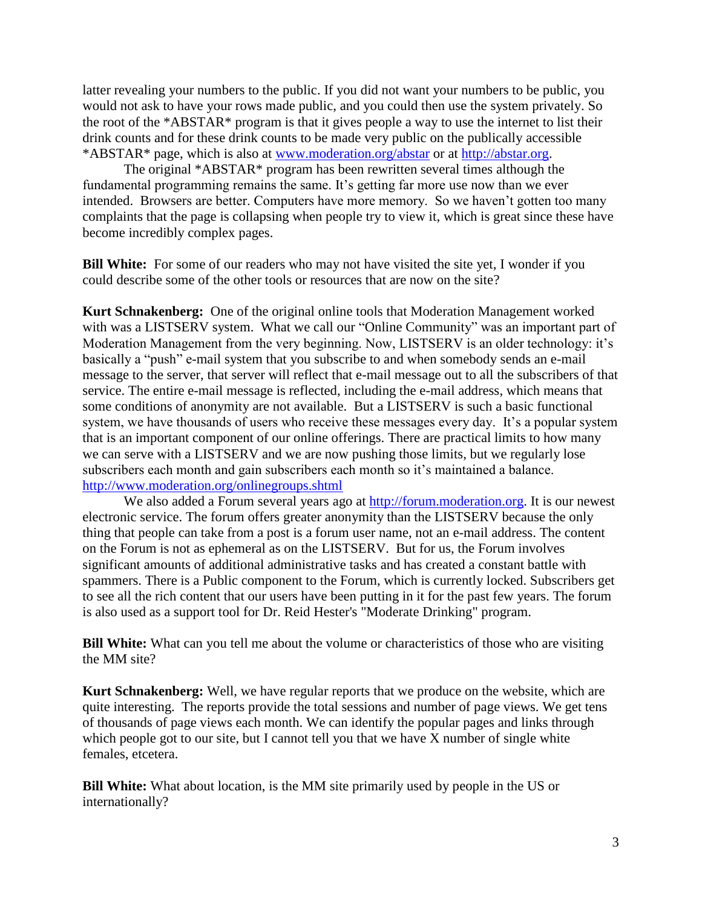latter revealing your numbers to the public. If you did not want your numbers to be public, you would not ask to have your rows made public, and you could then use the system privately. So the root of the *ABSTAR* program is that it gives people a way to use the internet to list their drink counts and for these drink counts to be made very public on the publically accessible *ABSTAR* page, which is also at [www.moderation.org/abstar](www.moderation.org/abstar) or at [http://abstar.org](http://abstar.org).

The original *ABSTAR* program has been rewritten several times although the fundamental programming remains the same. It's getting far more use now than we ever intended. Browsers are better. Computers have more memory. So we haven't gotten too many complaints that the page is collapsing when people try to view it, which is great since these have become incredibly complex pages.

**Bill White:** For some of our readers who may not have visited the site yet, I wonder if you could describe some of the other tools or resources that are now on the site?

**Kurt Schnakenberg:** One of the original online tools that Moderation Management worked with was a LISTSERV system. What we call our "Online Community" was an important part of Moderation Management from the very beginning. Now, LISTSERV is an older technology: it's basically a "push" e-mail system that you subscribe to and when somebody sends an e-mail message to the server, that server will reflect that e-mail message out to all the subscribers of that service. The entire e-mail message is reflected, including the e-mail address, which means that some conditions of anonymity are not available. But a LISTSERV is such a basic functional system, we have thousands of users who receive these messages every day. It's a popular system that is an important component of our online offerings. There are practical limits to how many we can serve with a LISTSERV and we are now pushing those limits, but we regularly lose subscribers each month and gain subscribers each month so it's maintained a balance. [http://www.moderation.org/onlinegroups.shtml](http://www.moderation.org/onlinegroups.shtml)

We also added a Forum several years ago at [http://forum.moderation.org](http://forum.moderation.org). It is our newest electronic service. The forum offers greater anonymity than the LISTSERV because the only thing that people can take from a post is a forum user name, not an e-mail address. The content on the Forum is not as ephemeral as on the LISTSERV. But for us, the Forum involves significant amounts of additional administrative tasks and has created a constant battle with spammers. There is a Public component to the Forum, which is currently locked. Subscribers get to see all the rich content that our users have been putting in it for the past few years. The forum is also used as a support tool for Dr. Reid Hester's "Moderate Drinking" program.

**Bill White:** What can you tell me about the volume or characteristics of those who are visiting the MM site?

**Kurt Schnakenberg:** Well, we have regular reports that we produce on the website, which are quite interesting. The reports provide the total sessions and number of page views. We get tens of thousands of page views each month. We can identify the popular pages and links through which people got to our site, but I cannot tell you that we have X number of single white females, etcetera.

**Bill White:** What about location, is the MM site primarily used by people in the US or internationally?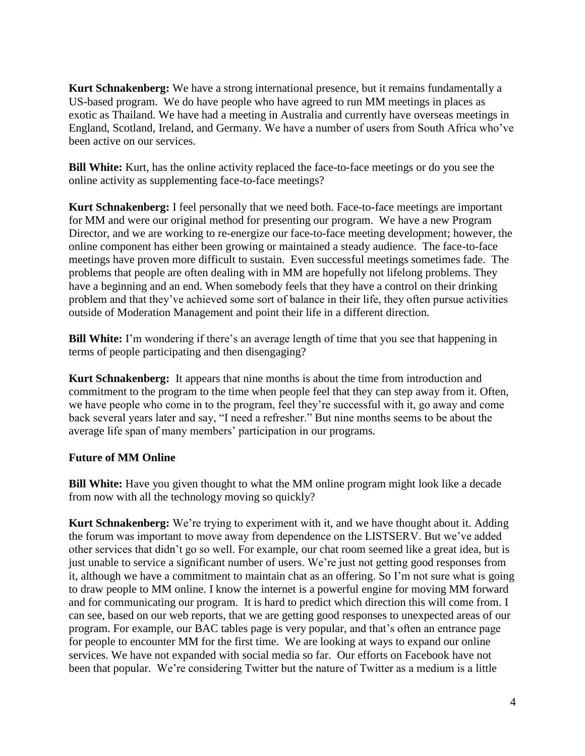**Kurt Schnakenberg:** We have a strong international presence, but it remains fundamentally a US-based program. We do have people who have agreed to run MM meetings in places as exotic as Thailand. We have had a meeting in Australia and currently have overseas meetings in England, Scotland, Ireland, and Germany. We have a number of users from South Africa who've been active on our services.

**Bill White:** Kurt, has the online activity replaced the face-to-face meetings or do you see the online activity as supplementing face-to-face meetings?

**Kurt Schnakenberg:** I feel personally that we need both. Face-to-face meetings are important for MM and were our original method for presenting our program. We have a new Program Director, and we are working to re-energize our face-to-face meeting development; however, the online component has either been growing or maintained a steady audience. The face-to-face meetings have proven more difficult to sustain. Even successful meetings sometimes fade. The problems that people are often dealing with in MM are hopefully not lifelong problems. They have a beginning and an end. When somebody feels that they have a control on their drinking problem and that they've achieved some sort of balance in their life, they often pursue activities outside of Moderation Management and point their life in a different direction.

**Bill White:** I'm wondering if there's an average length of time that you see that happening in terms of people participating and then disengaging?

**Kurt Schnakenberg:** It appears that nine months is about the time from introduction and commitment to the program to the time when people feel that they can step away from it. Often, we have people who come in to the program, feel they're successful with it, go away and come back several years later and say, "I need a refresher." But nine months seems to be about the average life span of many members' participation in our programs.

**Future of MM Online**

**Bill White:** Have you given thought to what the MM online program might look like a decade from now with all the technology moving so quickly?

**Kurt Schnakenberg:** We're trying to experiment with it, and we have thought about it. Adding the forum was important to move away from dependence on the LISTSERV. But we've added other services that didn't go so well. For example, our chat room seemed like a great idea, but is just unable to service a significant number of users. We're just not getting good responses from it, although we have a commitment to maintain chat as an offering. So I'm not sure what is going to draw people to MM online. I know the internet is a powerful engine for moving MM forward and for communicating our program. It is hard to predict which direction this will come from. I can see, based on our web reports, that we are getting good responses to unexpected areas of our program. For example, our BAC tables page is very popular, and that's often an entrance page for people to encounter MM for the first time. We are looking at ways to expand our online services. We have not expanded with social media so far. Our efforts on Facebook have not been that popular. We're considering Twitter but the nature of Twitter as a medium is a little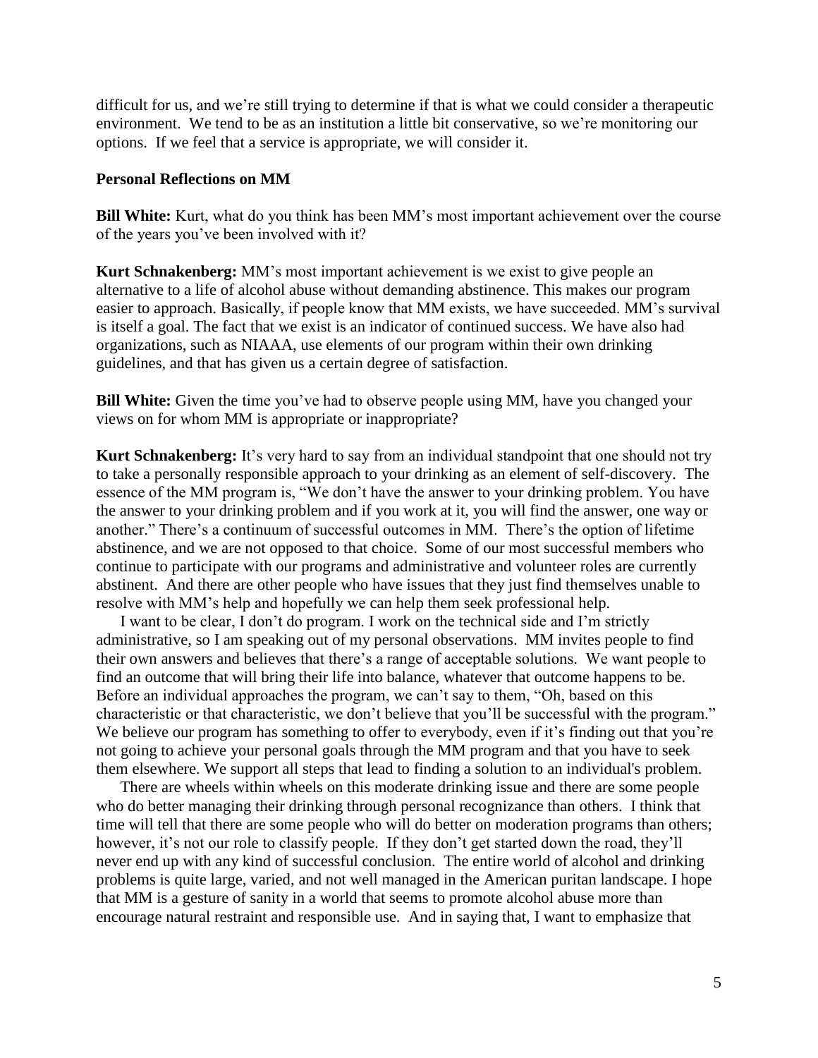difficult for us, and we're still trying to determine if that is what we could consider a therapeutic environment. We tend to be as an institution a little bit conservative, so we're monitoring our options. If we feel that a service is appropriate, we will consider it.

**Personal Reflections on MM**

**Bill White:** Kurt, what do you think has been MM's most important achievement over the course of the years you've been involved with it?

**Kurt Schnakenberg:** MM's most important achievement is we exist to give people an alternative to a life of alcohol abuse without demanding abstinence. This makes our program easier to approach. Basically, if people know that MM exists, we have succeeded. MM's survival is itself a goal. The fact that we exist is an indicator of continued success. We have also had organizations, such as NIAAA, use elements of our program within their own drinking guidelines, and that has given us a certain degree of satisfaction.

**Bill White:** Given the time you've had to observe people using MM, have you changed your views on for whom MM is appropriate or inappropriate?

**Kurt Schnakenberg:** It's very hard to say from an individual standpoint that one should not try to take a personally responsible approach to your drinking as an element of self-discovery. The essence of the MM program is, "We don't have the answer to your drinking problem. You have the answer to your drinking problem and if you work at it, you will find the answer, one way or another." There's a continuum of successful outcomes in MM. There's the option of lifetime abstinence, and we are not opposed to that choice. Some of our most successful members who continue to participate with our programs and administrative and volunteer roles are currently abstinent. And there are other people who have issues that they just find themselves unable to resolve with MM's help and hopefully we can help them seek professional help.

I want to be clear, I don't do program. I work on the technical side and I'm strictly administrative, so I am speaking out of my personal observations. MM invites people to find their own answers and believes that there's a range of acceptable solutions. We want people to find an outcome that will bring their life into balance, whatever that outcome happens to be. Before an individual approaches the program, we can't say to them, "Oh, based on this characteristic or that characteristic, we don't believe that you'll be successful with the program." We believe our program has something to offer to everybody, even if it's finding out that you're not going to achieve your personal goals through the MM program and that you have to seek them elsewhere. We support all steps that lead to finding a solution to an individual's problem.

There are wheels within wheels on this moderate drinking issue and there are some people who do better managing their drinking through personal recognizance than others. I think that time will tell that there are some people who will do better on moderation programs than others; however, it's not our role to classify people. If they don't get started down the road, they'll never end up with any kind of successful conclusion. The entire world of alcohol and drinking problems is quite large, varied, and not well managed in the American puritan landscape. I hope that MM is a gesture of sanity in a world that seems to promote alcohol abuse more than encourage natural restraint and responsible use. And in saying that, I want to emphasize that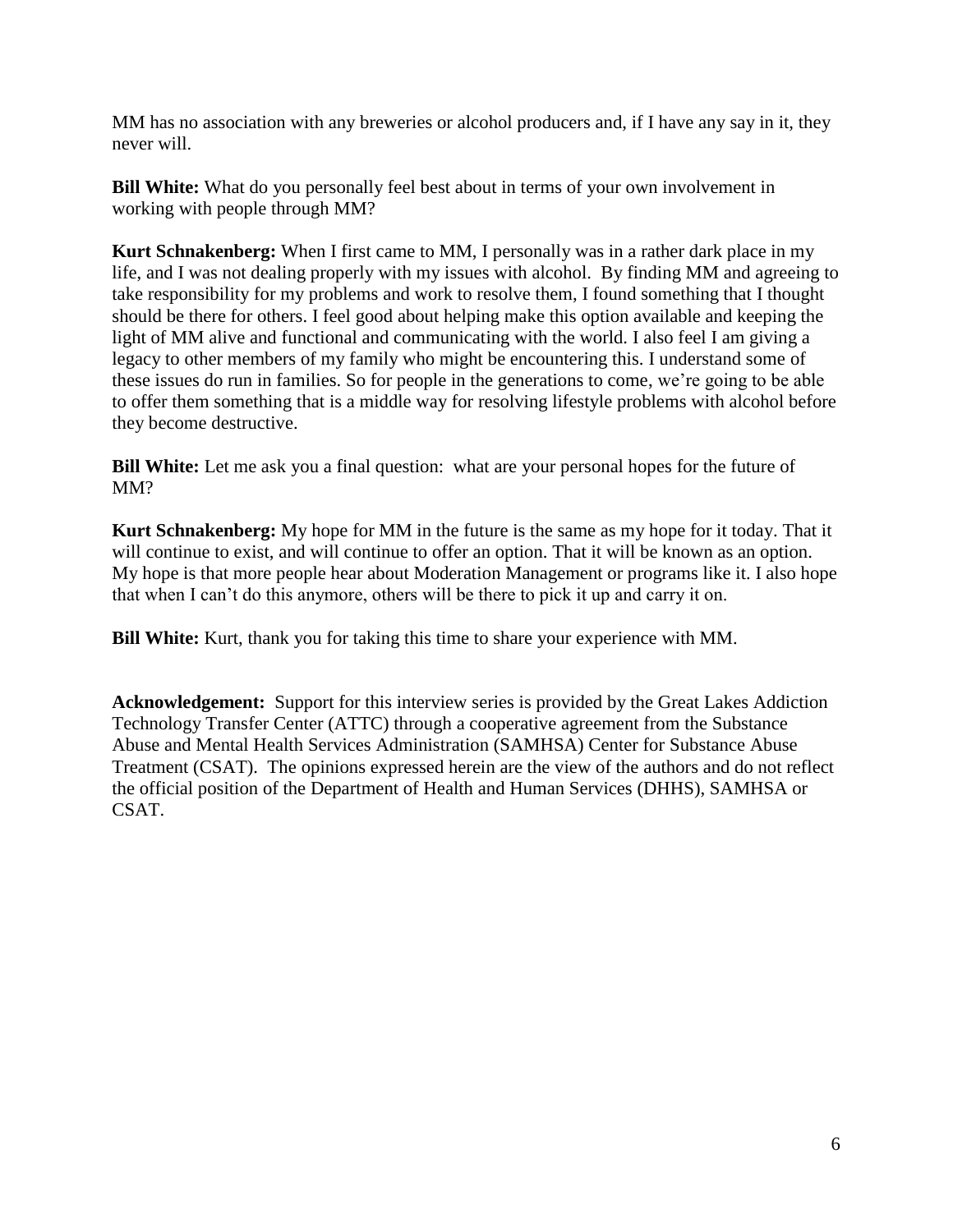MM has no association with any breweries or alcohol producers and, if I have any say in it, they never will.

**Bill White:** What do you personally feel best about in terms of your own involvement in working with people through MM?

**Kurt Schnakenberg:** When I first came to MM, I personally was in a rather dark place in my life, and I was not dealing properly with my issues with alcohol. By finding MM and agreeing to take responsibility for my problems and work to resolve them, I found something that I thought should be there for others. I feel good about helping make this option available and keeping the light of MM alive and functional and communicating with the world. I also feel I am giving a legacy to other members of my family who might be encountering this. I understand some of these issues do run in families. So for people in the generations to come, we're going to be able to offer them something that is a middle way for resolving lifestyle problems with alcohol before they become destructive.

**Bill White:** Let me ask you a final question: what are your personal hopes for the future of MM?

**Kurt Schnakenberg:** My hope for MM in the future is the same as my hope for it today. That it will continue to exist, and will continue to offer an option. That it will be known as an option. My hope is that more people hear about Moderation Management or programs like it. I also hope that when I can't do this anymore, others will be there to pick it up and carry it on.

**Bill White:** Kurt, thank you for taking this time to share your experience with MM.

**Acknowledgement:** Support for this interview series is provided by the Great Lakes Addiction Technology Transfer Center (ATTC) through a cooperative agreement from the Substance Abuse and Mental Health Services Administration (SAMHSA) Center for Substance Abuse Treatment (CSAT). The opinions expressed herein are the view of the authors and do not reflect the official position of the Department of Health and Human Services (DHHS), SAMHSA or CSAT.